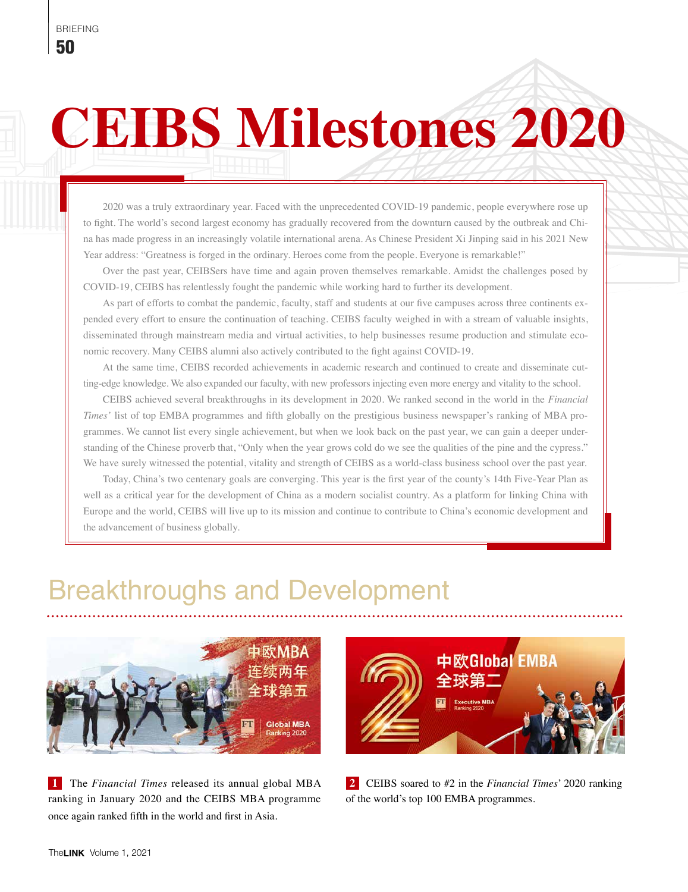# CEIBS Milestones 2020

2020 was a truly extraordinary year. Faced with the unprecedented COVID-19 pandemic, people everywhere rose up to fight. The world's second largest economy has gradually recovered from the downturn caused by the outbreak and China has made progress in an increasingly volatile international arena. As Chinese President Xi Jinping said in his 2021 New Year address: "Greatness is forged in the ordinary. Heroes come from the people. Everyone is remarkable!"

Over the past year, CEIBSers have time and again proven themselves remarkable. Amidst the challenges posed by COVID-19, CEIBS has relentlessly fought the pandemic while working hard to further its development.

As part of efforts to combat the pandemic, faculty, staff and students at our five campuses across three continents expended every effort to ensure the continuation of teaching. CEIBS faculty weighed in with a stream of valuable insights, disseminated through mainstream media and virtual activities, to help businesses resume production and stimulate economic recovery. Many CEIBS alumni also actively contributed to the fight against COVID-19.

At the same time, CEIBS recorded achievements in academic research and continued to create and disseminate cutting-edge knowledge. We also expanded our faculty, with new professors injecting even more energy and vitality to the school.

CEIBS achieved several breakthroughs in its development in 2020. We ranked second in the world in the *Financial Times'* list of top EMBA programmes and fifth globally on the prestigious business newspaper's ranking of MBA programmes. We cannot list every single achievement, but when we look back on the past year, we can gain a deeper understanding of the Chinese proverb that, "Only when the year grows cold do we see the qualities of the pine and the cypress." We have surely witnessed the potential, vitality and strength of CEIBS as a world-class business school over the past year.

Today, China's two centenary goals are converging. This year is the first year of the county's 14th Five-Year Plan as well as a critical year for the development of China as a modern socialist country. As a platform for linking China with Europe and the world, CEIBS will live up to its mission and continue to contribute to China's economic development and the advancement of business globally.

## Breakthroughs and Development

**1** The *Financial Times* released its annual global MBA ranking in January 2020 and the CEIBS MBA programme once again ranked fifth in the world and first in Asia.

**2** CEIBS soared to #2 in the *Financial Times*' 2020 ranking of the world's top 100 EMBA programmes.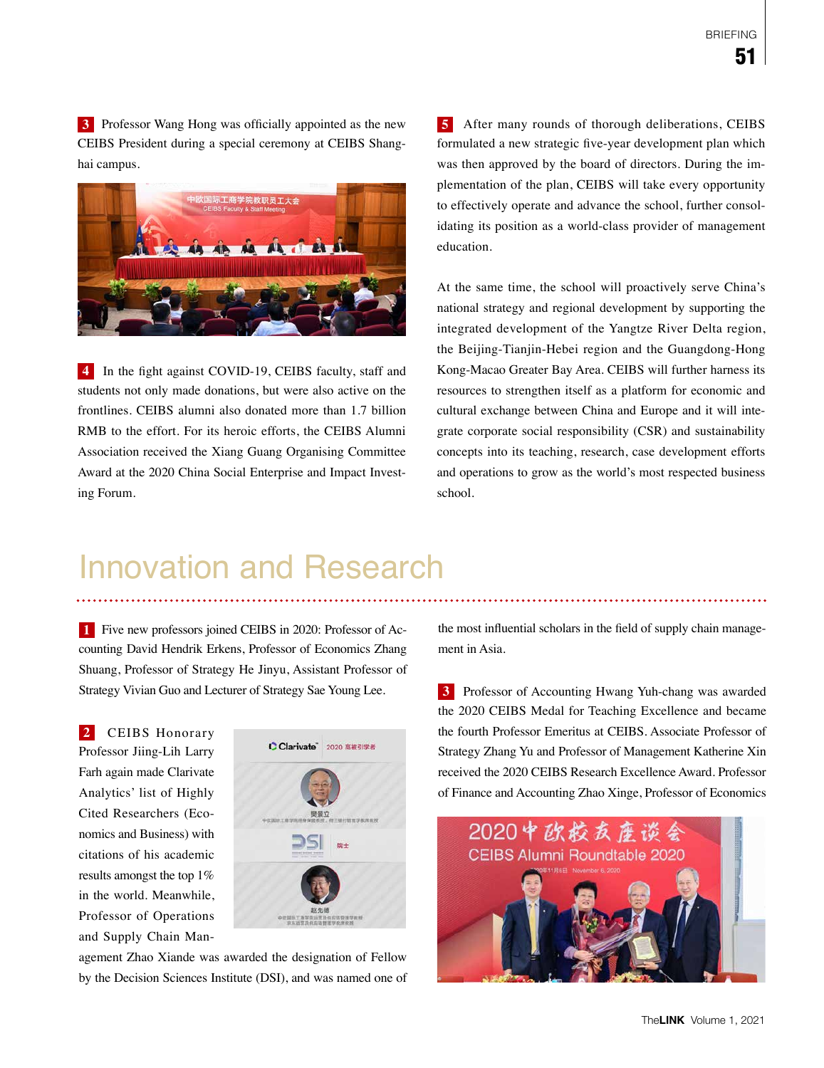**3** Professor Wang Hong was officially appointed as the new CEIBS President during a special ceremony at CEIBS Shanghai campus.

**4** In the fight against COVID-19, CEIBS faculty, staff and students not only made donations, but were also active on the frontlines. CEIBS alumni also donated more than 1.7 billion RMB to the effort. For its heroic efforts, the CEIBS Alumni Association received the Xiang Guang Organising Committee Award at the 2020 China Social Enterprise and Impact Investing Forum.

**5** After many rounds of thorough deliberations, CEIBS formulated a new strategic five-year development plan which was then approved by the board of directors. During the implementation of the plan, CEIBS will take every opportunity to effectively operate and advance the school, further consolidating its position as a world-class provider of management education.

At the same time, the school will proactively serve China's national strategy and regional development by supporting the integrated development of the Yangtze River Delta region, the Beijing-Tianjin-Hebei region and the Guangdong-Hong Kong-Macao Greater Bay Area. CEIBS will further harness its resources to strengthen itself as a platform for economic and cultural exchange between China and Europe and it will integrate corporate social responsibility (CSR) and sustainability concepts into its teaching, research, case development efforts and operations to grow as the world's most respected business school.

# Innovation and Research

**1** Five new professors joined CEIBS in 2020: Professor of Accounting David Hendrik Erkens, Professor of Economics Zhang Shuang, Professor of Strategy He Jinyu, Assistant Professor of Strategy Vivian Guo and Lecturer of Strategy Sae Young Lee.

**2** CEIBS Honorary Professor Jiing-Lih Larry Farh again made Clarivate Analytics' list of Highly Cited Researchers (Economics and Business) with citations of his academic results amongst the top 1% in the world. Meanwhile, Professor of Operations and Supply Chain Management Zhao Xiande was awarded the designation of Fellow by the Decision Sciences Institute (DSI), and was named one of the most influential scholars in the field of supply chain management in Asia.

**3** Professor of Accounting Hwang Yuh-chang was awarded the 2020 CEIBS Medal for Teaching Excellence and became the fourth Professor Emeritus at CEIBS. Associate Professor of Strategy Zhang Yu and Professor of Management Katherine Xin received the 2020 CEIBS Research Excellence Award. Professor of Finance and Accounting Zhao Xinge, Professor of Economics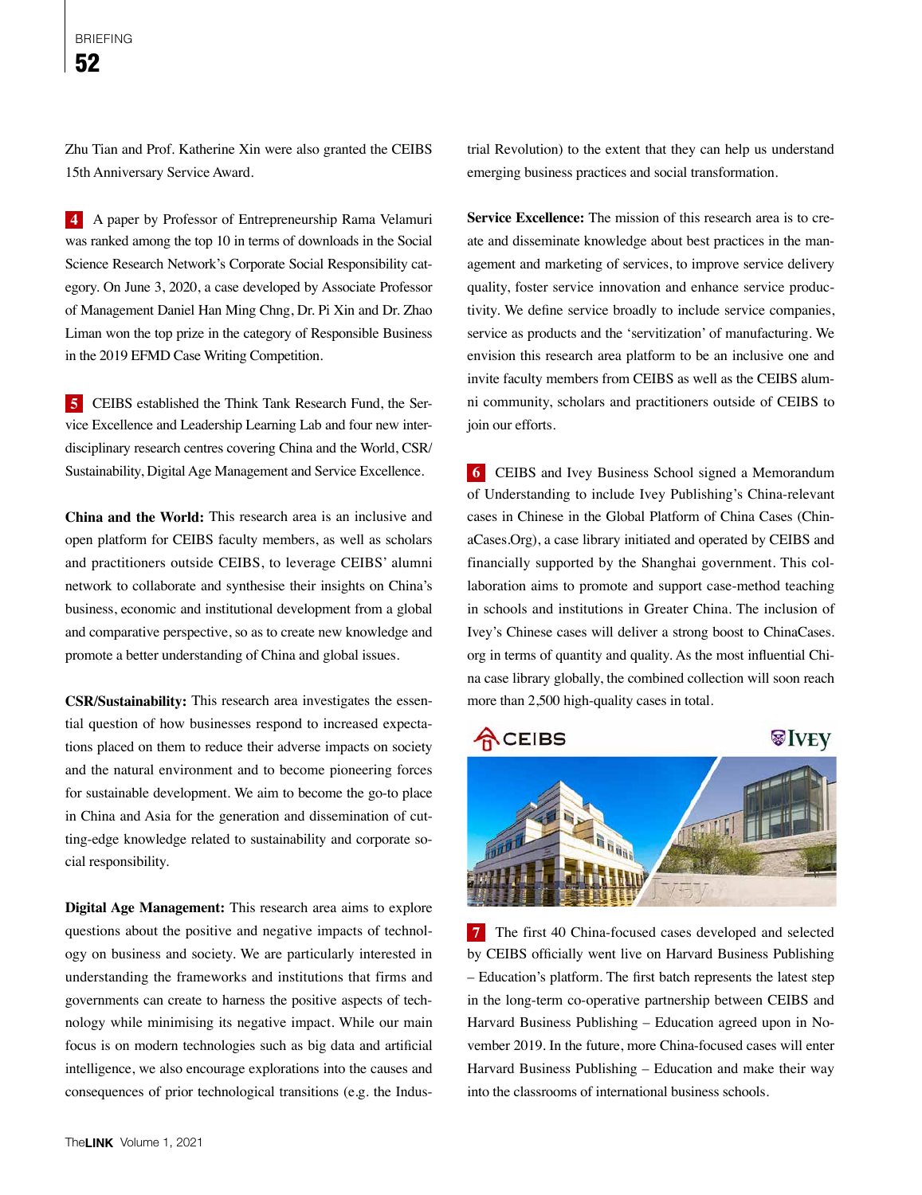Zhu Tian and Prof. Katherine Xin were also granted the CEIBS 15th Anniversary Service Award.

**4** A paper by Professor of Entrepreneurship Rama Velamuri was ranked among the top 10 in terms of downloads in the Social Science Research Network's Corporate Social Responsibility category. On June 3, 2020, a case developed by Associate Professor of Management Daniel Han Ming Chng, Dr. Pi Xin and Dr. Zhao Liman won the top prize in the category of Responsible Business in the 2019 EFMD Case Writing Competition.

**5** CEIBS established the Think Tank Research Fund, the Service Excellence and Leadership Learning Lab and four new interdisciplinary research centres covering China and the World, CSR/Sustainability, Digital Age Management and Service Excellence.

**China and the World:** This research area is an inclusive and open platform for CEIBS faculty members, as well as scholars and practitioners outside CEIBS, to leverage CEIBS' alumni network to collaborate and synthesise their insights on China's business, economic and institutional development from a global and comparative perspective, so as to create new knowledge and promote a better understanding of China and global issues.

**CSR/Sustainability:** This research area investigates the essential question of how businesses respond to increased expectations placed on them to reduce their adverse impacts on society and the natural environment and to become pioneering forces for sustainable development. We aim to become the go-to place in China and Asia for the generation and dissemination of cutting-edge knowledge related to sustainability and corporate social responsibility.

**Digital Age Management:** This research area aims to explore questions about the positive and negative impacts of technology on business and society. We are particularly interested in understanding the frameworks and institutions that firms and governments can create to harness the positive aspects of technology while minimising its negative impact. While our main focus is on modern technologies such as big data and artificial intelligence, we also encourage explorations into the causes and consequences of prior technological transitions (e.g. the Industrial Revolution) to the extent that they can help us understand emerging business practices and social transformation.

**Service Excellence:** The mission of this research area is to create and disseminate knowledge about best practices in the management and marketing of services, to improve service delivery quality, foster service innovation and enhance service productivity. We define service broadly to include service companies, service as products and the 'servitization' of manufacturing. We envision this research area platform to be an inclusive one and invite faculty members from CEIBS as well as the CEIBS alumni community, scholars and practitioners outside of CEIBS to join our efforts.

**6** CEIBS and Ivey Business School signed a Memorandum of Understanding to include Ivey Publishing's China-relevant cases in Chinese in the Global Platform of China Cases (ChinaCases.Org), a case library initiated and operated by CEIBS and financially supported by the Shanghai government. This collaboration aims to promote and support case-method teaching in schools and institutions in Greater China. The inclusion of Ivey's Chinese cases will deliver a strong boost to ChinaCases.org in terms of quantity and quality. As the most influential China case library globally, the combined collection will soon reach more than 2,500 high-quality cases in total.

**7** The first 40 China-focused cases developed and selected by CEIBS officially went live on Harvard Business Publishing – Education's platform. The first batch represents the latest step in the long-term co-operative partnership between CEIBS and Harvard Business Publishing – Education agreed upon in November 2019. In the future, more China-focused cases will enter Harvard Business Publishing – Education and make their way into the classrooms of international business schools.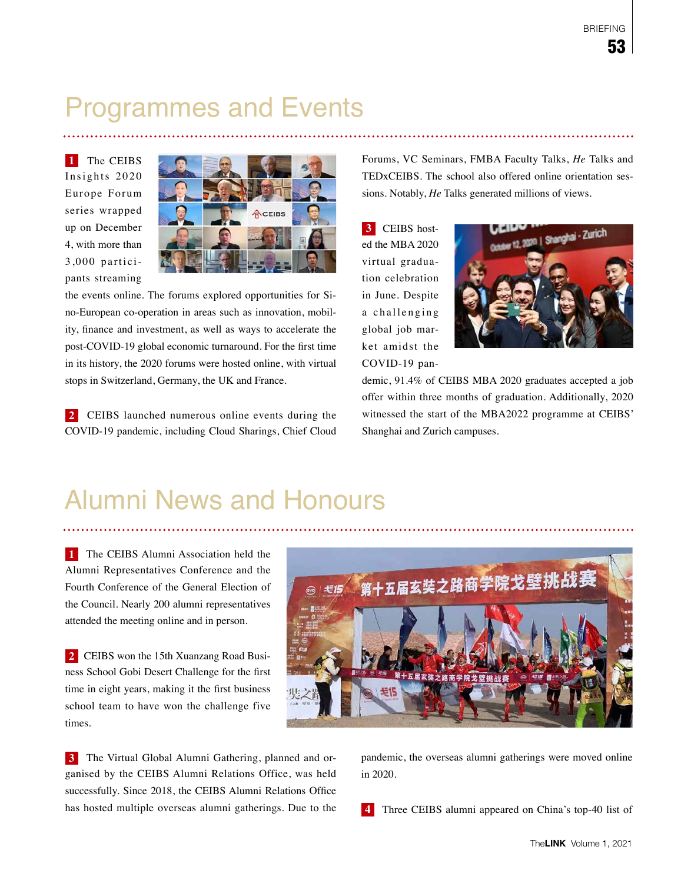# Programmes and Events

**1** The CEIBS Insights 2020 Europe Forum series wrapped up on December 4, with more than 3,000 participants streaming the events online. The forums explored opportunities for Sino-European co-operation in areas such as innovation, mobility, finance and investment, as well as ways to accelerate the post-COVID-19 global economic turnaround. For the first time in its history, the 2020 forums were hosted online, with virtual stops in Switzerland, Germany, the UK and France.

**2** CEIBS launched numerous online events during the COVID-19 pandemic, including Cloud Sharings, Chief Cloud Forums, VC Seminars, FMBA Faculty Talks, *He* Talks and TEDxCEIBS. The school also offered online orientation sessions. Notably, *He* Talks generated millions of views.

**3** CEIBS hosted the MBA 2020 virtual graduation celebration in June. Despite a challenging global job market amidst the COVID-19 pandemic, 91.4% of CEIBS MBA 2020 graduates accepted a job offer within three months of graduation. Additionally, 2020 witnessed the start of the MBA2022 programme at CEIBS' Shanghai and Zurich campuses.

# Alumni News and Honours

**1** The CEIBS Alumni Association held the Alumni Representatives Conference and the Fourth Conference of the General Election of the Council. Nearly 200 alumni representatives attended the meeting online and in person.

**2** CEIBS won the 15th Xuanzang Road Business School Gobi Desert Challenge for the first time in eight years, making it the first business school team to have won the challenge five times.

**3** The Virtual Global Alumni Gathering, planned and organised by the CEIBS Alumni Relations Office, was held successfully. Since 2018, the CEIBS Alumni Relations Office has hosted multiple overseas alumni gatherings. Due to the pandemic, the overseas alumni gatherings were moved online in 2020.

**4** Three CEIBS alumni appeared on China's top-40 list of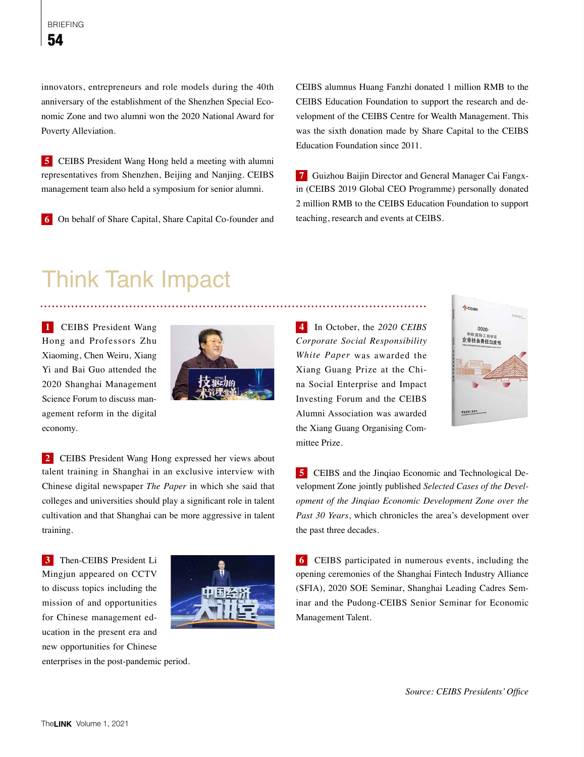innovators, entrepreneurs and role models during the 40th anniversary of the establishment of the Shenzhen Special Economic Zone and two alumni won the 2020 National Award for Poverty Alleviation.

**5** CEIBS President Wang Hong held a meeting with alumni representatives from Shenzhen, Beijing and Nanjing. CEIBS management team also held a symposium for senior alumni.

**6** On behalf of Share Capital, Share Capital Co-founder and CEIBS alumnus Huang Fanzhi donated 1 million RMB to the CEIBS Education Foundation to support the research and development of the CEIBS Centre for Wealth Management. This was the sixth donation made by Share Capital to the CEIBS Education Foundation since 2011.

**7** Guizhou Baijin Director and General Manager Cai Fangxin (CEIBS 2019 Global CEO Programme) personally donated 2 million RMB to the CEIBS Education Foundation to support teaching, research and events at CEIBS.

## Think Tank Impact

**1** CEIBS President Wang Hong and Professors Zhu Xiaoming, Chen Weiru, Xiang Yi and Bai Guo attended the 2020 Shanghai Management Science Forum to discuss management reform in the digital economy.

**2** CEIBS President Wang Hong expressed her views about talent training in Shanghai in an exclusive interview with Chinese digital newspaper *The Paper* in which she said that colleges and universities should play a significant role in talent cultivation and that Shanghai can be more aggressive in talent training.

**3** Then-CEIBS President Li Mingjun appeared on CCTV to discuss topics including the mission of and opportunities for Chinese management education in the present era and new opportunities for Chinese enterprises in the post-pandemic period.

**4** In October, the *2020 CEIBS Corporate Social Responsibility White Paper* was awarded the Xiang Guang Prize at the China Social Enterprise and Impact Investing Forum and the CEIBS Alumni Association was awarded the Xiang Guang Organising Committee Prize.

**5** CEIBS and the Jinqiao Economic and Technological Development Zone jointly published *Selected Cases of the Development of the Jinqiao Economic Development Zone over the Past 30 Years*, which chronicles the area's development over the past three decades.

**6** CEIBS participated in numerous events, including the opening ceremonies of the Shanghai Fintech Industry Alliance (SFIA), 2020 SOE Seminar, Shanghai Leading Cadres Seminar and the Pudong-CEIBS Senior Seminar for Economic Management Talent.

*Source: CEIBS Presidents' Office*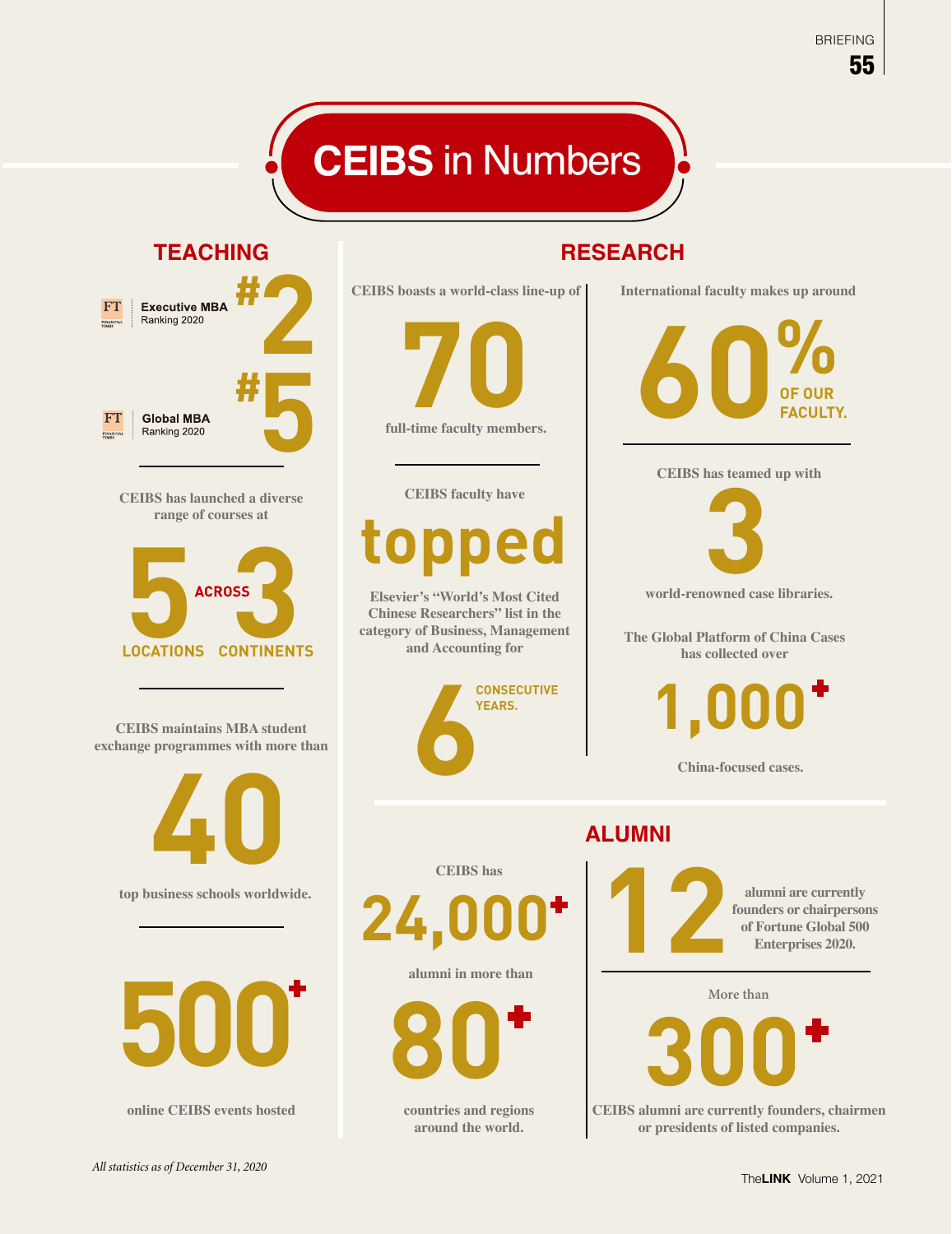# CEIBS in Numbers

## TEACHING

FT Executive MBA Ranking 2020 **#2**

FT Global MBA Ranking 2020 **#5**

CEIBS has launched a diverse range of courses at

**5** LOCATIONS ACROSS **3** CONTINENTS

CEIBS maintains MBA student exchange programmes with more than

**40**

top business schools worldwide.

**500+**

online CEIBS events hosted

## RESEARCH

CEIBS boasts a world-class line-up of

**70**

full-time faculty members.

CEIBS faculty have

**topped**

Elsevier's "World's Most Cited Chinese Researchers" list in the category of Business, Management and Accounting for

**6** CONSECUTIVE YEARS.

International faculty makes up around

**60%** OF OUR FACULTY.

CEIBS has teamed up with

**3**

world-renowned case libraries.

The Global Platform of China Cases has collected over

**1,000+**

China-focused cases.

## ALUMNI

CEIBS has

**24,000+**

alumni in more than

**80+**

countries and regions around the world.

**12**

alumni are currently founders or chairpersons of Fortune Global 500 Enterprises 2020.

More than

**300+**

CEIBS alumni are currently founders, chairmen or presidents of listed companies.

*All statistics as of December 31, 2020*